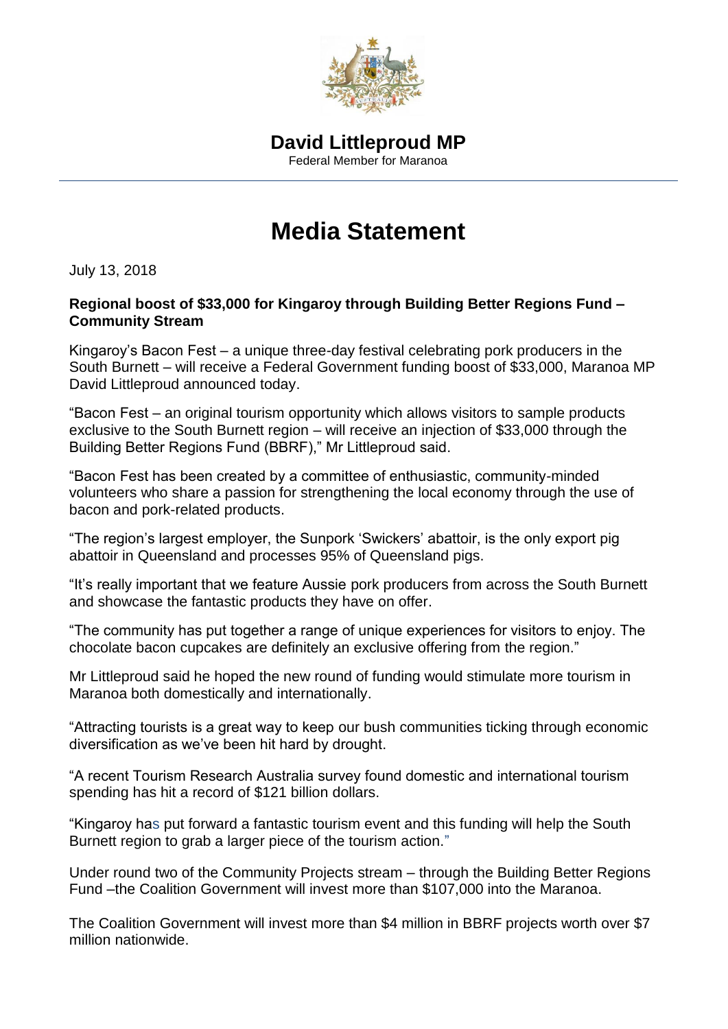**David Littleproud MP**

Federal Member for Maranoa

# Media Statement

July 13, 2018

**Regional boost of $33,000 for Kingaroy through Building Better Regions Fund – Community Stream**

Kingaroy's Bacon Fest – a unique three-day festival celebrating pork producers in the South Burnett – will receive a Federal Government funding boost of $33,000, Maranoa MP David Littleproud announced today.

"Bacon Fest – an original tourism opportunity which allows visitors to sample products exclusive to the South Burnett region – will receive an injection of $33,000 through the Building Better Regions Fund (BBRF)," Mr Littleproud said.

"Bacon Fest has been created by a committee of enthusiastic, community-minded volunteers who share a passion for strengthening the local economy through the use of bacon and pork-related products.

"The region's largest employer, the Sunpork 'Swickers' abattoir, is the only export pig abattoir in Queensland and processes 95% of Queensland pigs.

"It's really important that we feature Aussie pork producers from across the South Burnett and showcase the fantastic products they have on offer.

"The community has put together a range of unique experiences for visitors to enjoy. The chocolate bacon cupcakes are definitely an exclusive offering from the region."

Mr Littleproud said he hoped the new round of funding would stimulate more tourism in Maranoa both domestically and internationally.

"Attracting tourists is a great way to keep our bush communities ticking through economic diversification as we've been hit hard by drought.

"A recent Tourism Research Australia survey found domestic and international tourism spending has hit a record of $121 billion dollars.

"Kingaroy has put forward a fantastic tourism event and this funding will help the South Burnett region to grab a larger piece of the tourism action."

Under round two of the Community Projects stream – through the Building Better Regions Fund –the Coalition Government will invest more than $107,000 into the Maranoa.

The Coalition Government will invest more than $4 million in BBRF projects worth over $7 million nationwide.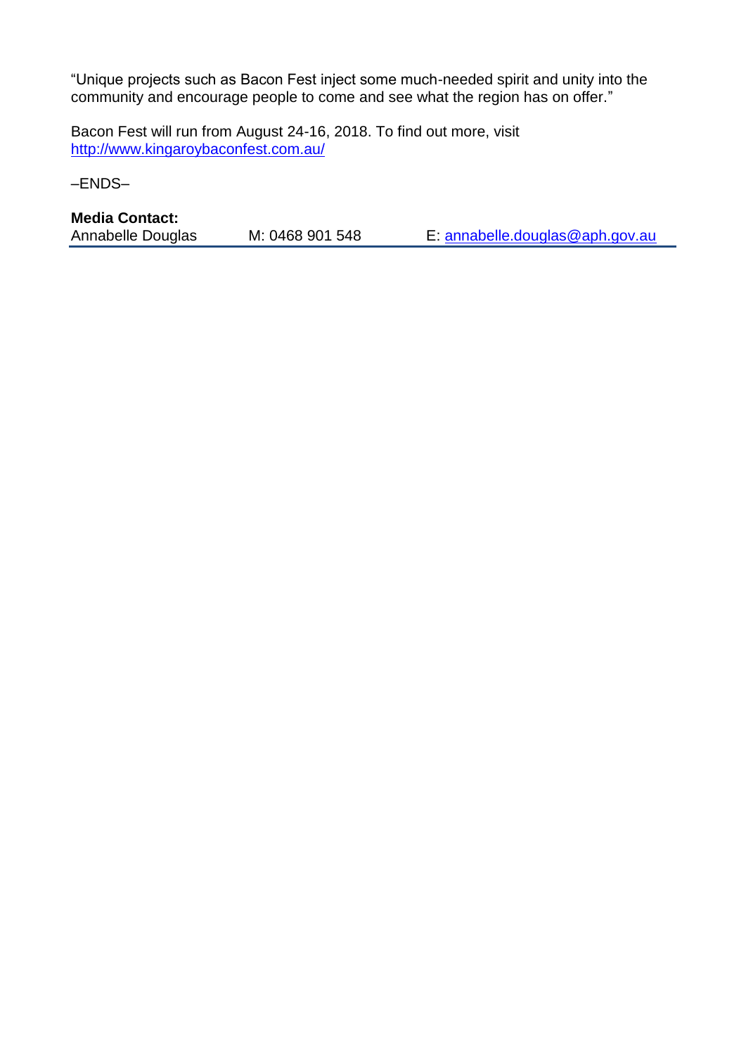"Unique projects such as Bacon Fest inject some much-needed spirit and unity into the community and encourage people to come and see what the region has on offer."

Bacon Fest will run from August 24-16, 2018. To find out more, visit http://www.kingaroybaconfest.com.au/

–ENDS–

**Media Contact:**
Annabelle Douglas M: 0468 901 548 E: annabelle.douglas@aph.gov.au